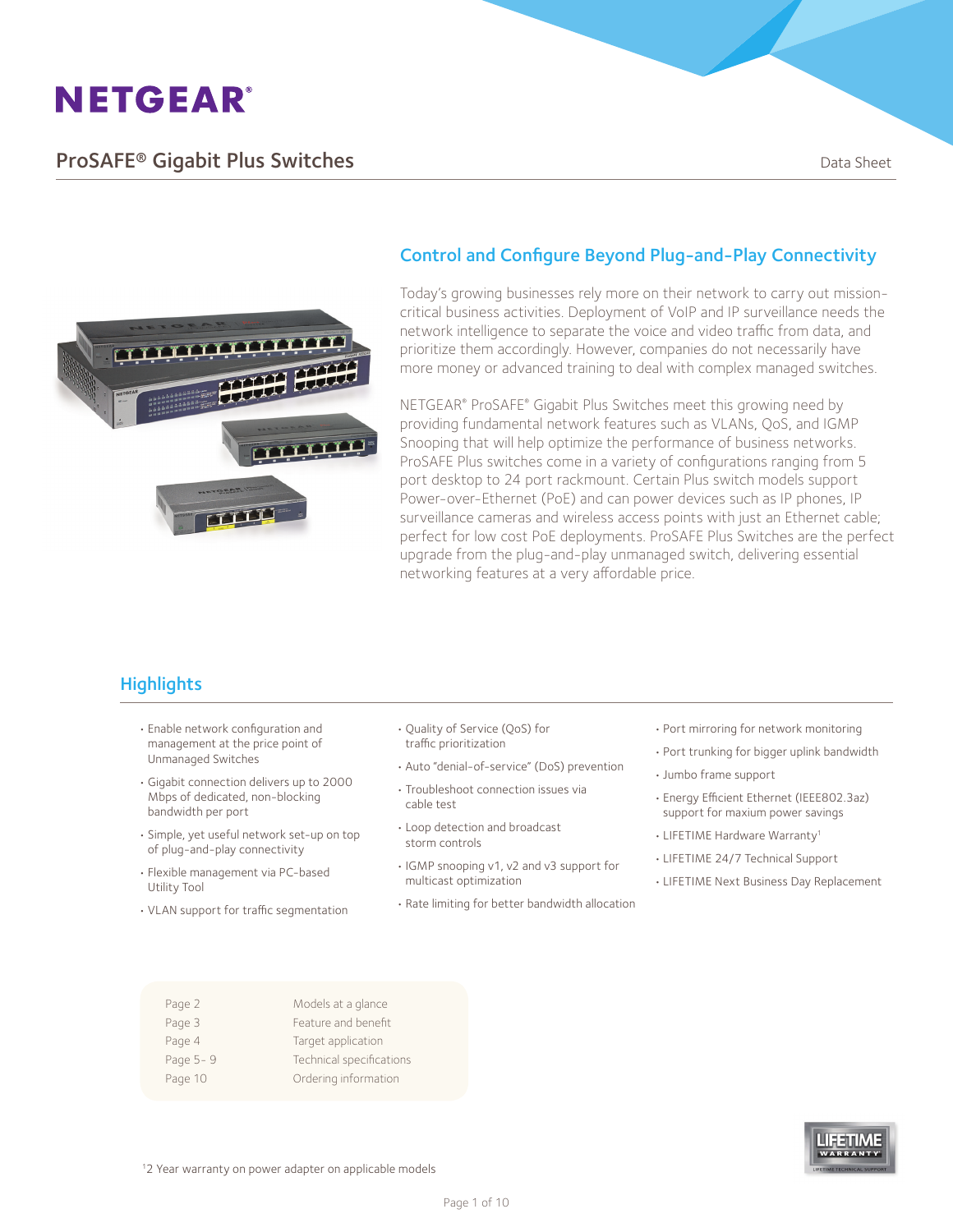# NETGEAR®

## ProSAFE® Gigabit Plus Switches

Data Sheet

### Control and Configure Beyond Plug-and-Play Connectivity

Today's growing businesses rely more on their network to carry out mission-critical business activities. Deployment of VoIP and IP surveillance needs the network intelligence to separate the voice and video traffic from data, and prioritize them accordingly. However, companies do not necessarily have more money or advanced training to deal with complex managed switches.

NETGEAR® ProSAFE® Gigabit Plus Switches meet this growing need by providing fundamental network features such as VLANs, QoS, and IGMP Snooping that will help optimize the performance of business networks. ProSAFE Plus switches come in a variety of configurations ranging from 5 port desktop to 24 port rackmount. Certain Plus switch models support Power-over-Ethernet (PoE) and can power devices such as IP phones, IP surveillance cameras and wireless access points with just an Ethernet cable; perfect for low cost PoE deployments. ProSAFE Plus Switches are the perfect upgrade from the plug-and-play unmanaged switch, delivering essential networking features at a very affordable price.

### Highlights

- Enable network configuration and management at the price point of Unmanaged Switches
- Gigabit connection delivers up to 2000 Mbps of dedicated, non-blocking bandwidth per port
- Simple, yet useful network set-up on top of plug-and-play connectivity
- Flexible management via PC-based Utility Tool
- VLAN support for traffic segmentation
- Quality of Service (QoS) for traffic prioritization
- Auto "denial-of-service" (DoS) prevention
- Troubleshoot connection issues via cable test
- Loop detection and broadcast storm controls
- IGMP snooping v1, v2 and v3 support for multicast optimization
- Rate limiting for better bandwidth allocation
- Port mirroring for network monitoring
- Port trunking for bigger uplink bandwidth
- Jumbo frame support
- Energy Efficient Ethernet (IEEE802.3az) support for maxium power savings
- LIFETIME Hardware Warranty[1]
- LIFETIME 24/7 Technical Support
- LIFETIME Next Business Day Replacement

| | |
|---|---|
| Page 2 | Models at a glance |
| Page 3 | Feature and benefit |
| Page 4 | Target application |
| Page 5- 9 | Technical specifications |
| Page 10 | Ordering information |

[1]2 Year warranty on power adapter on applicable models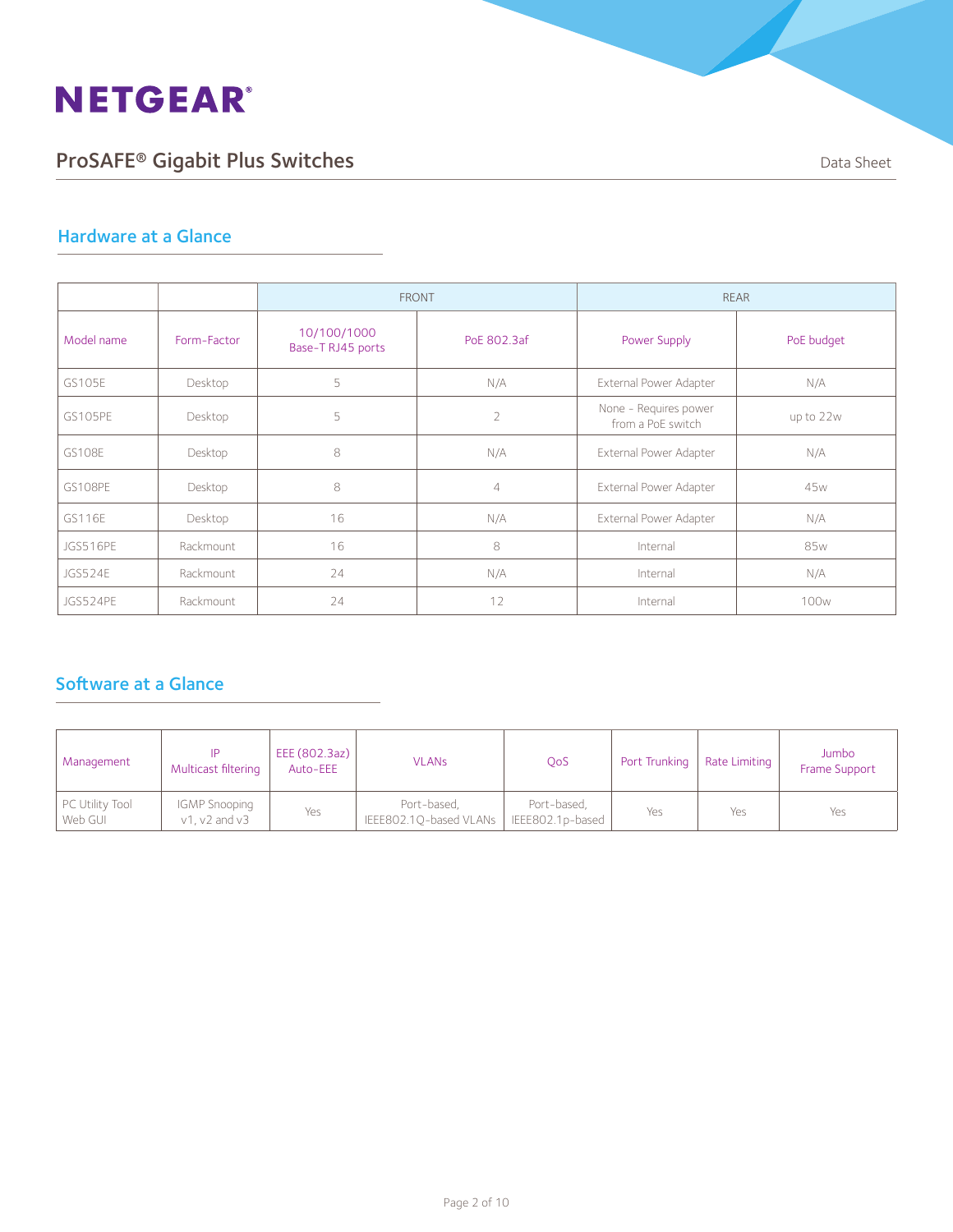## Hardware at a Glance

| | | FRONT | | REAR | |
|---|---|---|---|---|---|
| Model name | Form-Factor | 10/100/1000 Base-T RJ45 ports | PoE 802.3af | Power Supply | PoE budget |
| GS105E | Desktop | 5 | N/A | External Power Adapter | N/A |
| GS105PE | Desktop | 5 | 2 | None - Requires power from a PoE switch | up to 22w |
| GS108E | Desktop | 8 | N/A | External Power Adapter | N/A |
| GS108PE | Desktop | 8 | 4 | External Power Adapter | 45w |
| GS116E | Desktop | 16 | N/A | External Power Adapter | N/A |
| JGS516PE | Rackmount | 16 | 8 | Internal | 85w |
| JGS524E | Rackmount | 24 | N/A | Internal | N/A |
| JGS524PE | Rackmount | 24 | 12 | Internal | 100w |

## Software at a Glance

| Management | IP Multicast filtering | EEE (802.3az) Auto-EEE | VLANs | QoS | Port Trunking | Rate Limiting | Jumbo Frame Support |
|---|---|---|---|---|---|---|---|
| PC Utility Tool Web GUI | IGMP Snooping v1, v2 and v3 | Yes | Port-based, IEEE802.1Q-based VLANs | Port-based, IEEE802.1p-based | Yes | Yes | Yes |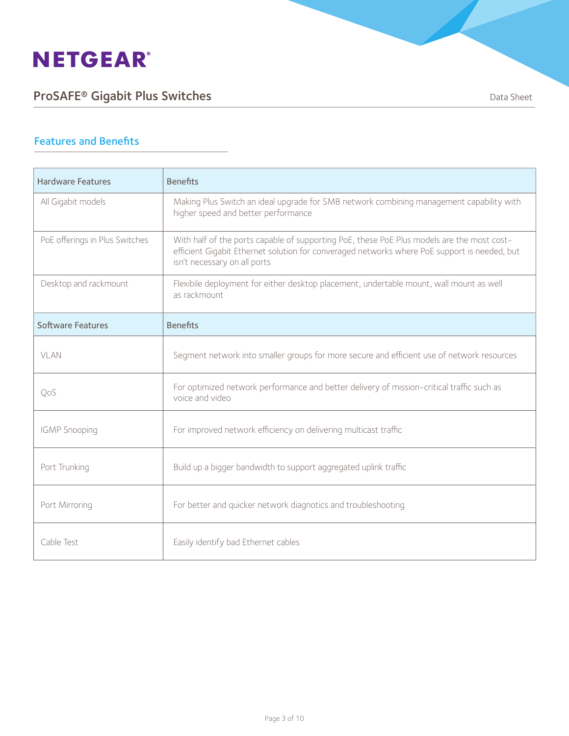## Features and Benefits

| Hardware Features | Benefits |
|---|---|
| All Gigabit models | Making Plus Switch an ideal upgrade for SMB network combining management capability with higher speed and better performance |
| PoE offerings in Plus Switches | With half of the ports capable of supporting PoE, these PoE Plus models are the most cost-efficient Gigabit Ethernet solution for converaged networks where PoE support is needed, but isn't necessary on all ports |
| Desktop and rackmount | Flexibile deployment for either desktop placement, undertable mount, wall mount as well as rackmount |
| **Software Features** | **Benefits** |
| VLAN | Segment network into smaller groups for more secure and efficient use of network resources |
| QoS | For optimized network performance and better delivery of mission-critical traffic such as voice and video |
| IGMP Snooping | For improved network efficiency on delivering multicast traffic |
| Port Trunking | Build up a bigger bandwidth to support aggregated uplink traffic |
| Port Mirroring | For better and quicker network diagnotics and troubleshooting |
| Cable Test | Easily identify bad Ethernet cables |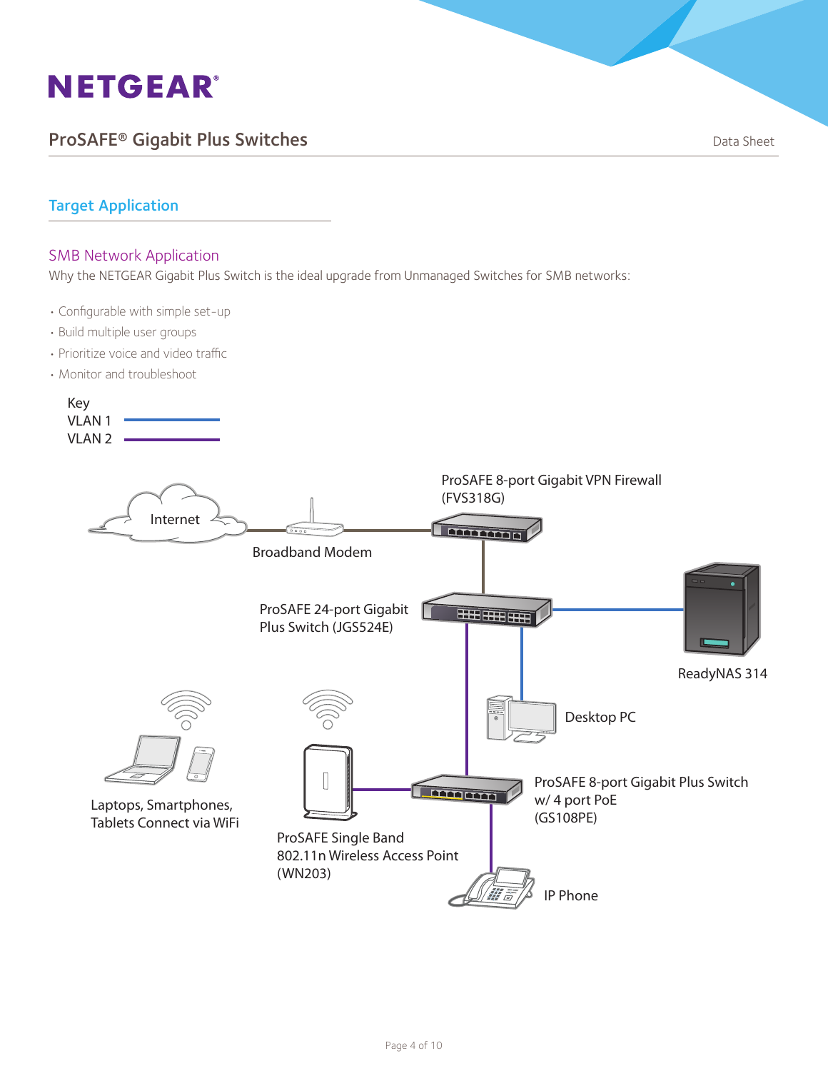## Target Application

### SMB Network Application

Why the NETGEAR Gigabit Plus Switch is the ideal upgrade from Unmanaged Switches for SMB networks:

- Configurable with simple set-up
- Build multiple user groups
- Prioritize voice and video traffic
- Monitor and troubleshoot

Key
VLAN 1
VLAN 2

Internet

Broadband Modem

ProSAFE 8-port Gigabit VPN Firewall (FVS318G)

ProSAFE 24-port Gigabit Plus Switch (JGS524E)

ReadyNAS 314

Desktop PC

Laptops, Smartphones, Tablets Connect via WiFi

ProSAFE Single Band 802.11n Wireless Access Point (WN203)

ProSAFE 8-port Gigabit Plus Switch w/ 4 port PoE (GS108PE)

IP Phone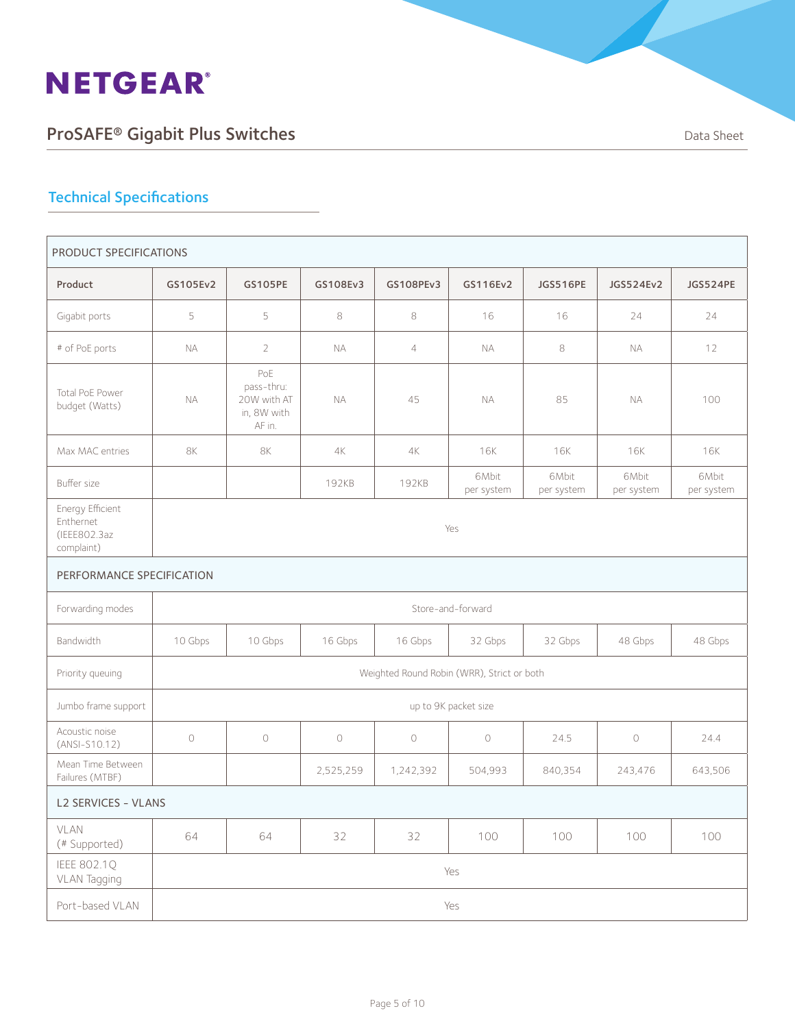## Technical Specifications

| PRODUCT SPECIFICATIONS | | | | | | | | |
|---|---|---|---|---|---|---|---|---|
| **Product** | **GS105Ev2** | **GS105PE** | **GS108Ev3** | **GS108PEv3** | **GS116Ev2** | **JGS516PE** | **JGS524Ev2** | **JGS524PE** |
| Gigabit ports | 5 | 5 | 8 | 8 | 16 | 16 | 24 | 24 |
| # of PoE ports | NA | 2 | NA | 4 | NA | 8 | NA | 12 |
| Total PoE Power budget (Watts) | NA | PoE pass-thru: 20W with AT in, 8W with AF in. | NA | 45 | NA | 85 | NA | 100 |
| Max MAC entries | 8K | 8K | 4K | 4K | 16K | 16K | 16K | 16K |
| Buffer size | | | 192KB | 192KB | 6Mbit per system | 6Mbit per system | 6Mbit per system | 6Mbit per system |
| Energy Efficient Enthernet (IEEE802.3az complaint) | Yes | | | | | | | |
| PERFORMANCE SPECIFICATION | | | | | | | | |
| Forwarding modes | Store-and-forward | | | | | | | |
| Bandwidth | 10 Gbps | 10 Gbps | 16 Gbps | 16 Gbps | 32 Gbps | 32 Gbps | 48 Gbps | 48 Gbps |
| Priority queuing | Weighted Round Robin (WRR), Strict or both | | | | | | | |
| Jumbo frame support | up to 9K packet size | | | | | | | |
| Acoustic noise (ANSI-S10.12) | 0 | 0 | 0 | 0 | 0 | 24.5 | 0 | 24.4 |
| Mean Time Between Failures (MTBF) | | | 2,525,259 | 1,242,392 | 504,993 | 840,354 | 243,476 | 643,506 |
| L2 SERVICES - VLANS | | | | | | | | |
| VLAN (# Supported) | 64 | 64 | 32 | 32 | 100 | 100 | 100 | 100 |
| IEEE 802.1Q VLAN Tagging | Yes | | | | | | | |
| Port-based VLAN | Yes | | | | | | | |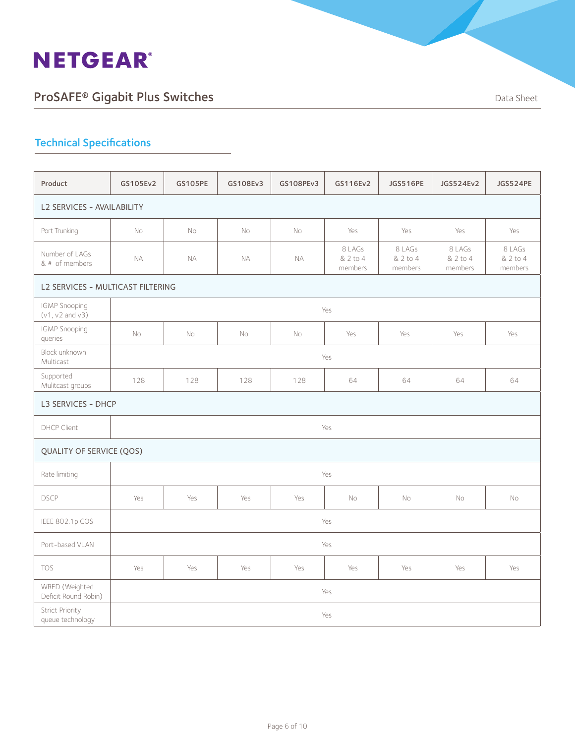## Technical Specifications

| Product | GS105Ev2 | GS105PE | GS108Ev3 | GS108PEv3 | GS116Ev2 | JGS516PE | JGS524Ev2 | JGS524PE |
|---|---|---|---|---|---|---|---|---|
| **L2 SERVICES - AVAILABILITY** | | | | | | | | |
| Port Trunking | No | No | No | No | Yes | Yes | Yes | Yes |
| Number of LAGs & # of members | NA | NA | NA | NA | 8 LAGs & 2 to 4 members | 8 LAGs & 2 to 4 members | 8 LAGs & 2 to 4 members | 8 LAGs & 2 to 4 members |
| **L2 SERVICES - MULTICAST FILTERING** | | | | | | | | |
| IGMP Snooping (v1, v2 and v3) | Yes | | | | | | | |
| IGMP Snooping queries | No | No | No | No | Yes | Yes | Yes | Yes |
| Block unknown Multicast | Yes | | | | | | | |
| Supported Mulitcast groups | 128 | 128 | 128 | 128 | 64 | 64 | 64 | 64 |
| **L3 SERVICES - DHCP** | | | | | | | | |
| DHCP Client | Yes | | | | | | | |
| **QUALITY OF SERVICE (QOS)** | | | | | | | | |
| Rate limiting | Yes | | | | | | | |
| DSCP | Yes | Yes | Yes | Yes | No | No | No | No |
| IEEE 802.1p COS | Yes | | | | | | | |
| Port-based VLAN | Yes | | | | | | | |
| TOS | Yes | Yes | Yes | Yes | Yes | Yes | Yes | Yes |
| WRED (Weighted Deficit Round Robin) | Yes | | | | | | | |
| Strict Priority queue technology | Yes | | | | | | | |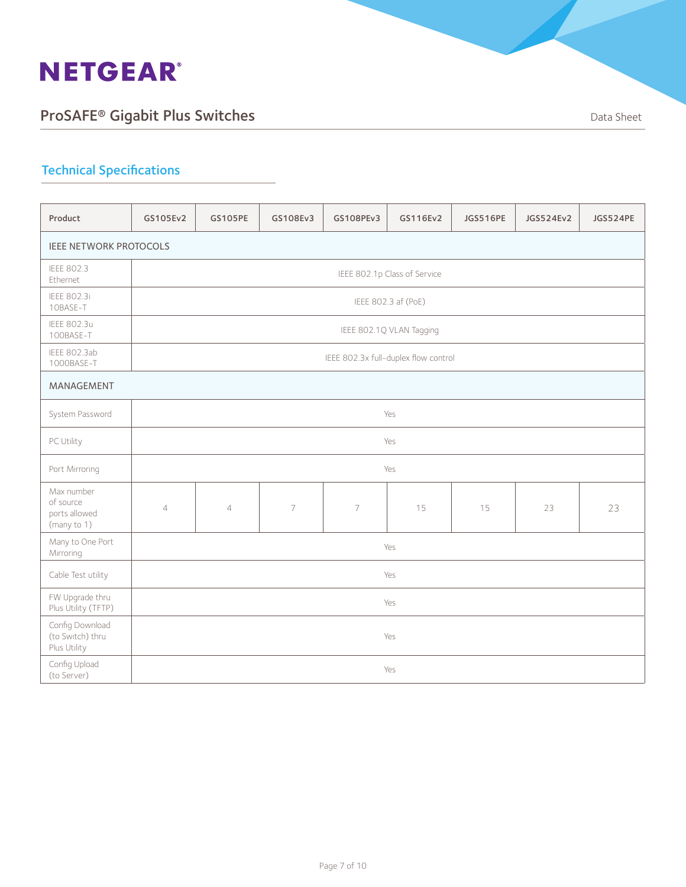## Technical Specifications

| Product | GS105Ev2 | GS105PE | GS108Ev3 | GS108PEv3 | GS116Ev2 | JGS516PE | JGS524Ev2 | JGS524PE |
|---|---|---|---|---|---|---|---|---|
| IEEE NETWORK PROTOCOLS | | | | | | | | |
| IEEE 802.3 Ethernet | IEEE 802.1p Class of Service | | | | | | | |
| IEEE 802.3i 10BASE-T | IEEE 802.3 af (PoE) | | | | | | | |
| IEEE 802.3u 100BASE-T | IEEE 802.1Q VLAN Tagging | | | | | | | |
| IEEE 802.3ab 1000BASE-T | IEEE 802.3x full-duplex flow control | | | | | | | |
| MANAGEMENT | | | | | | | | |
| System Password | Yes | | | | | | | |
| PC Utility | Yes | | | | | | | |
| Port Mirroring | Yes | | | | | | | |
| Max number of source ports allowed (many to 1) | 4 | 4 | 7 | 7 | 15 | 15 | 23 | 23 |
| Many to One Port Mirroring | Yes | | | | | | | |
| Cable Test utility | Yes | | | | | | | |
| FW Upgrade thru Plus Utility (TFTP) | Yes | | | | | | | |
| Config Download (to Switch) thru Plus Utility | Yes | | | | | | | |
| Config Upload (to Server) | Yes | | | | | | | |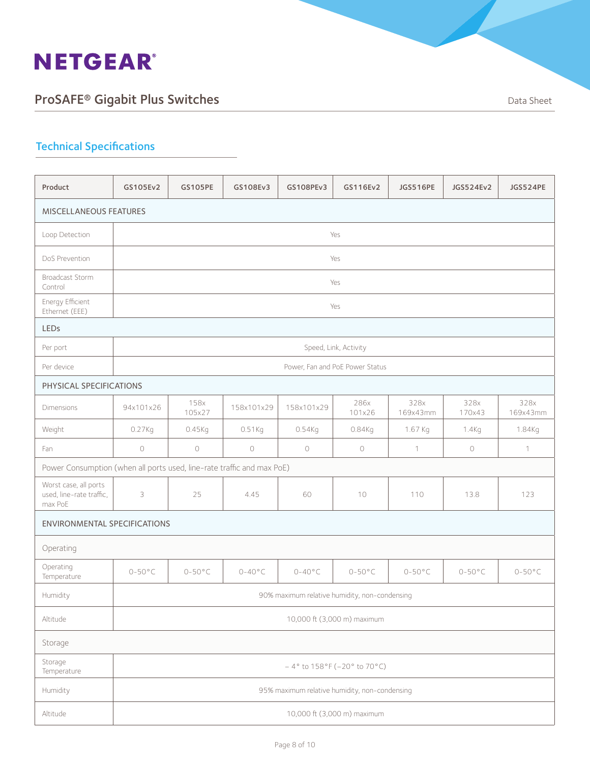## Technical Specifications

| Product | GS105Ev2 | GS105PE | GS108Ev3 | GS108PEv3 | GS116Ev2 | JGS516PE | JGS524Ev2 | JGS524PE |
|---|---|---|---|---|---|---|---|---|
| MISCELLANEOUS FEATURES | | | | | | | | |
| Loop Detection | Yes | | | | | | | |
| DoS Prevention | Yes | | | | | | | |
| Broadcast Storm Control | Yes | | | | | | | |
| Energy Efficient Ethernet (EEE) | Yes | | | | | | | |
| LEDs | | | | | | | | |
| Per port | Speed, Link, Activity | | | | | | | |
| Per device | Power, Fan and PoE Power Status | | | | | | | |
| PHYSICAL SPECIFICATIONS | | | | | | | | |
| Dimensions | 94x101x26 | 158x 105x27 | 158x101x29 | 158x101x29 | 286x 101x26 | 328x 169x43mm | 328x 170x43 | 328x 169x43mm |
| Weight | 0.27Kg | 0.45Kg | 0.51Kg | 0.54Kg | 0.84Kg | 1.67 Kg | 1.4Kg | 1.84Kg |
| Fan | 0 | 0 | 0 | 0 | 0 | 1 | 0 | 1 |
| Power Consumption (when all ports used, line-rate traffic and max PoE) | | | | | | | | |
| Worst case, all ports used, line-rate traffic, max PoE | 3 | 25 | 4.45 | 60 | 10 | 110 | 13.8 | 123 |
| ENVIRONMENTAL SPECIFICATIONS | | | | | | | | |
| Operating | | | | | | | | |
| Operating Temperature | 0-50°C | 0-50°C | 0-40°C | 0-40°C | 0-50°C | 0-50°C | 0-50°C | 0-50°C |
| Humidity | 90% maximum relative humidity, non-condensing | | | | | | | |
| Altitude | 10,000 ft (3,000 m) maximum | | | | | | | |
| Storage | | | | | | | | |
| Storage Temperature | – 4° to 158°F (–20° to 70°C) | | | | | | | |
| Humidity | 95% maximum relative humidity, non-condensing | | | | | | | |
| Altitude | 10,000 ft (3,000 m) maximum | | | | | | | |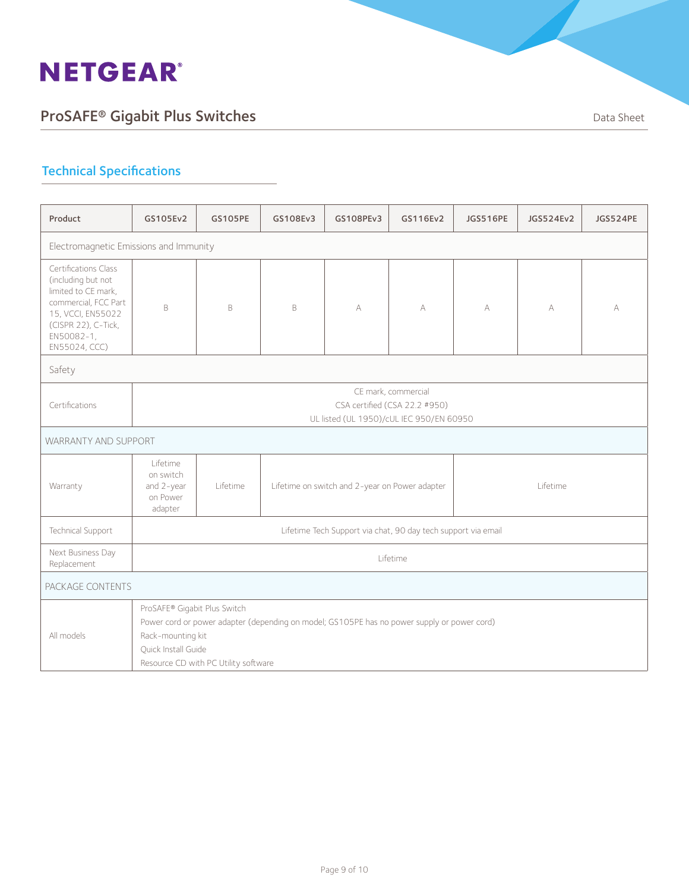## Technical Specifications

| Product | GS105Ev2 | GS105PE | GS108Ev3 | GS108PEv3 | GS116Ev2 | JGS516PE | JGS524Ev2 | JGS524PE |
|---|---|---|---|---|---|---|---|---|
| Electromagnetic Emissions and Immunity | | | | | | | | |
| Certifications Class (including but not limited to CE mark, commercial, FCC Part 15, VCCI, EN55022 (CISPR 22), C-Tick, EN50082-1, EN55024, CCC) | B | B | B | A | A | A | A | A |
| Safety | | | | | | | | |
| Certifications | CE mark, commercial<br>CSA certified (CSA 22.2 #950)<br>UL listed (UL 1950)/cUL IEC 950/EN 60950 | | | | | | | |
| WARRANTY AND SUPPORT | | | | | | | | |
| Warranty | Lifetime on switch and 2-year on Power adapter | Lifetime | Lifetime on switch and 2-year on Power adapter | | | Lifetime | | |
| Technical Support | Lifetime Tech Support via chat, 90 day tech support via email | | | | | | | |
| Next Business Day Replacement | Lifetime | | | | | | | |
| PACKAGE CONTENTS | | | | | | | | |
| All models | ProSAFE® Gigabit Plus Switch<br>Power cord or power adapter (depending on model; GS105PE has no power supply or power cord)<br>Rack-mounting kit<br>Quick Install Guide<br>Resource CD with PC Utility software | | | | | | | |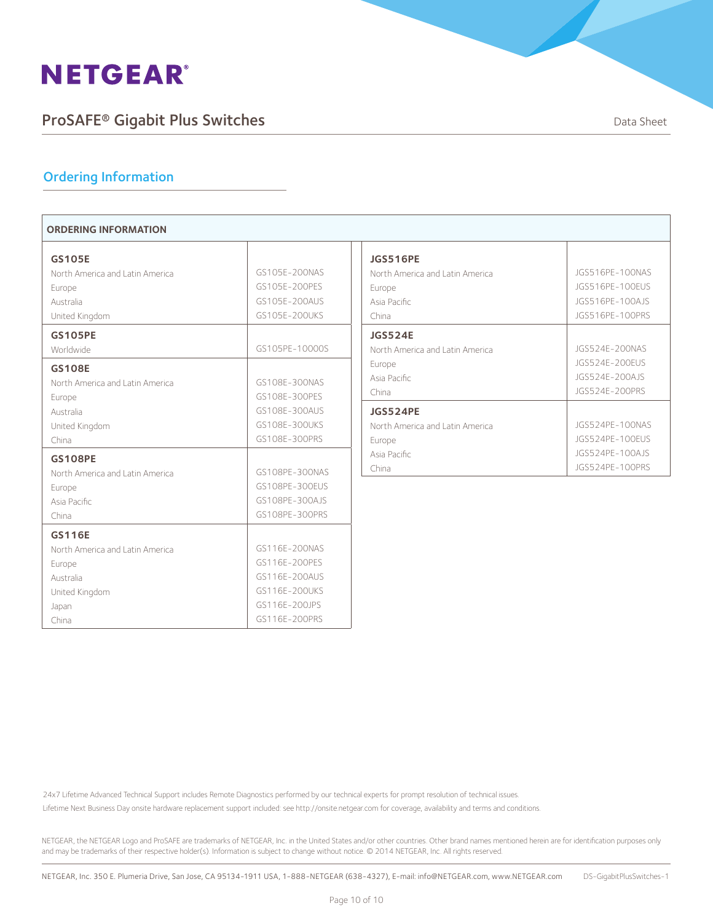## Ordering Information

| ORDERING INFORMATION | |
|---|---|
| **GS105E** | |
| North America and Latin America | GS105E-200NAS |
| Europe | GS105E-200PES |
| Australia | GS105E-200AUS |
| United Kingdom | GS105E-200UKS |
| **GS105PE** | |
| Worldwide | GS105PE-10000S |
| **GS108E** | |
| North America and Latin America | GS108E-300NAS |
| Europe | GS108E-300PES |
| Australia | GS108E-300AUS |
| United Kingdom | GS108E-300UKS |
| China | GS108E-300PRS |
| **GS108PE** | |
| North America and Latin America | GS108PE-300NAS |
| Europe | GS108PE-300EUS |
| Asia Pacific | GS108PE-300AJS |
| China | GS108PE-300PRS |
| **GS116E** | |
| North America and Latin America | GS116E-200NAS |
| Europe | GS116E-200PES |
| Australia | GS116E-200AUS |
| United Kingdom | GS116E-200UKS |
| Japan | GS116E-200JPS |
| China | GS116E-200PRS |
| **JGS516PE** | |
| North America and Latin America | JGS516PE-100NAS |
| Europe | JGS516PE-100EUS |
| Asia Pacific | JGS516PE-100AJS |
| China | JGS516PE-100PRS |
| **JGS524E** | |
| North America and Latin America | JGS524E-200NAS |
| Europe | JGS524E-200EUS |
| Asia Pacific | JGS524E-200AJS |
| China | JGS524E-200PRS |
| **JGS524PE** | |
| North America and Latin America | JGS524PE-100NAS |
| Europe | JGS524PE-100EUS |
| Asia Pacific | JGS524PE-100AJS |
| China | JGS524PE-100PRS |

24x7 Lifetime Advanced Technical Support includes Remote Diagnostics performed by our technical experts for prompt resolution of technical issues.

Lifetime Next Business Day onsite hardware replacement support included: see http://onsite.netgear.com for coverage, availability and terms and conditions.

NETGEAR, the NETGEAR Logo and ProSAFE are trademarks of NETGEAR, Inc. in the United States and/or other countries. Other brand names mentioned herein are for identification purposes only and may be trademarks of their respective holder(s). Information is subject to change without notice. © 2014 NETGEAR, Inc. All rights reserved.

NETGEAR, Inc. 350 E. Plumeria Drive, San Jose, CA 95134-1911 USA, 1-888-NETGEAR (638-4327), E-mail: info@NETGEAR.com, www.NETGEAR.com DS-GigabitPlusSwitches-1